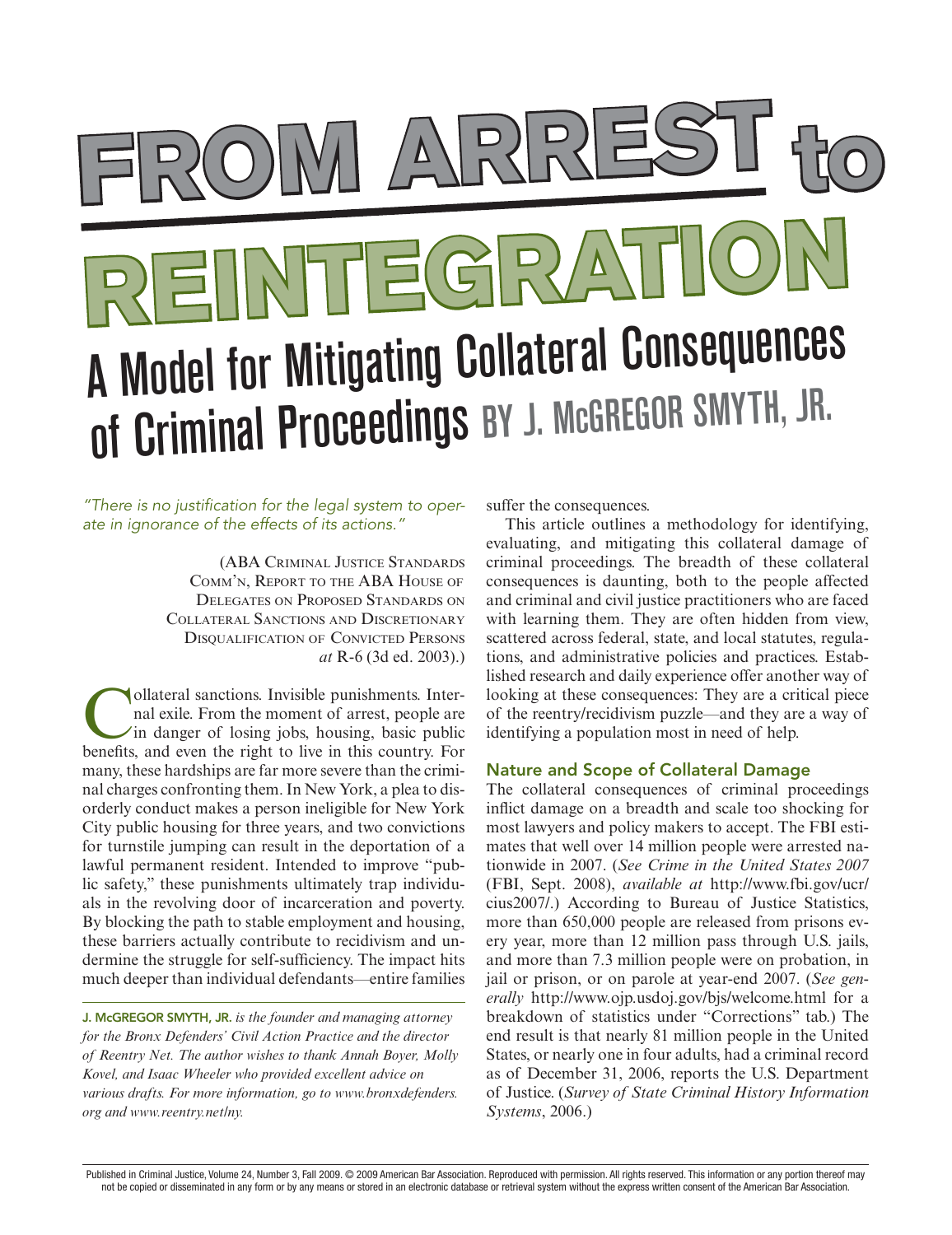# FROM ARREST to REINTEGRATION

## A Model for Mitigating Collateral Consequences of Criminal Proceedings

BY J. McGREGOR SMYTH, JR.

*"There is no justification for the legal system to operate in ignorance of the effects of its actions."*

(ABA Criminal Justice Standards Comm'n, Report to the ABA House of Delegates on Proposed Standards on Collateral Sanctions and Discretionary Disqualification of Convicted Persons *at* R-6 (3d ed. 2003).)

Collateral sanctions. Invisible punishments. Internal exile. From the moment of arrest, people are in danger of losing jobs, housing, basic public benefits, and even the right to live in this country. For many, these hardships are far more severe than the criminal charges confronting them. In New York, a plea to disorderly conduct makes a person ineligible for New York City public housing for three years, and two convictions for turnstile jumping can result in the deportation of a lawful permanent resident. Intended to improve "public safety," these punishments ultimately trap individuals in the revolving door of incarceration and poverty. By blocking the path to stable employment and housing, these barriers actually contribute to recidivism and undermine the struggle for self-sufficiency. The impact hits much deeper than individual defendants—entire families suffer the consequences.

This article outlines a methodology for identifying, evaluating, and mitigating this collateral damage of criminal proceedings. The breadth of these collateral consequences is daunting, both to the people affected and criminal and civil justice practitioners who are faced with learning them. They are often hidden from view, scattered across federal, state, and local statutes, regulations, and administrative policies and practices. Established research and daily experience offer another way of looking at these consequences: They are a critical piece of the reentry/recidivism puzzle—and they are a way of identifying a population most in need of help.

### Nature and Scope of Collateral Damage

The collateral consequences of criminal proceedings inflict damage on a breadth and scale too shocking for most lawyers and policy makers to accept. The FBI estimates that well over 14 million people were arrested nationwide in 2007. (*See Crime in the United States 2007* (FBI, Sept. 2008), *available at* http://www.fbi.gov/ucr/cius2007/.) According to Bureau of Justice Statistics, more than 650,000 people are released from prisons every year, more than 12 million pass through U.S. jails, and more than 7.3 million people were on probation, in jail or prison, or on parole at year-end 2007. (*See generally* http://www.ojp.usdoj.gov/bjs/welcome.html for a breakdown of statistics under "Corrections" tab.) The end result is that nearly 81 million people in the United States, or nearly one in four adults, had a criminal record as of December 31, 2006, reports the U.S. Department of Justice. (*Survey of State Criminal History Information Systems*, 2006.)

---

**J. McGREGOR SMYTH, JR.** *is the founder and managing attorney for the Bronx Defenders' Civil Action Practice and the director of Reentry Net. The author wishes to thank Annah Boyer, Molly Kovel, and Isaac Wheeler who provided excellent advice on various drafts. For more information, go to www.bronxdefenders.org and www.reentry.net/ny.*

Published in Criminal Justice, Volume 24, Number 3, Fall 2009. © 2009 American Bar Association. Reproduced with permission. All rights reserved. This information or any portion thereof may not be copied or disseminated in any form or by any means or stored in an electronic database or retrieval system without the express written consent of the American Bar Association.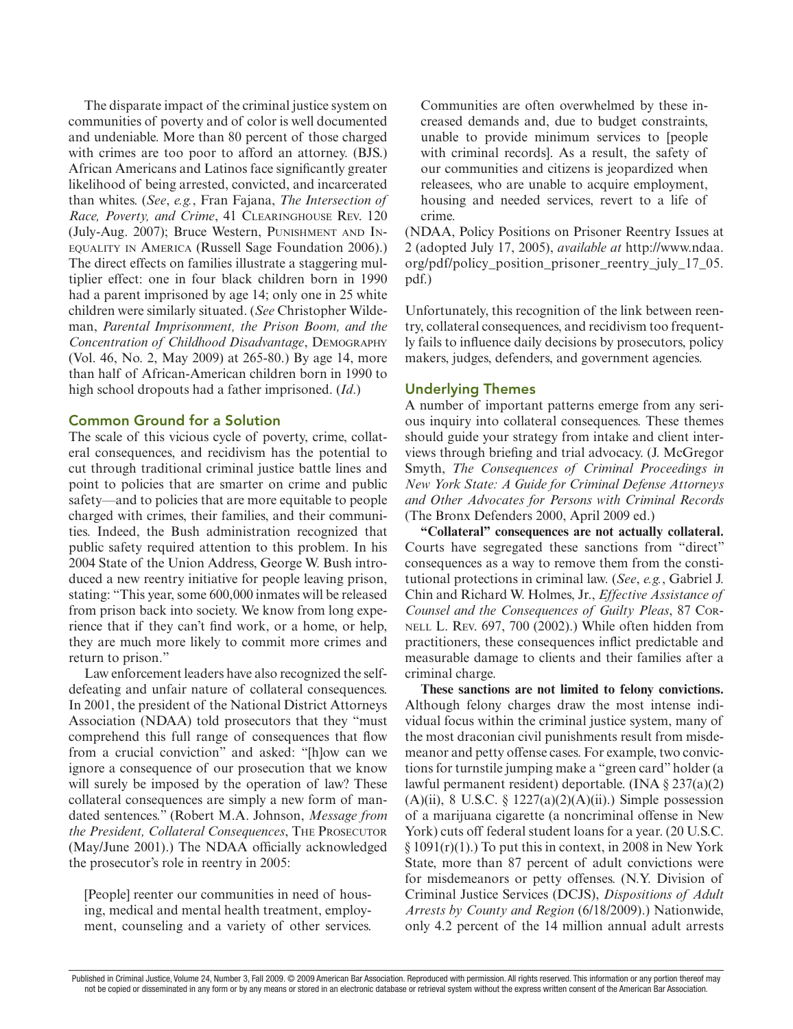The disparate impact of the criminal justice system on communities of poverty and of color is well documented and undeniable. More than 80 percent of those charged with crimes are too poor to afford an attorney. (BJS.) African Americans and Latinos face significantly greater likelihood of being arrested, convicted, and incarcerated than whites. (*See*, *e.g.*, Fran Fajana, *The Intersection of Race, Poverty, and Crime*, 41 Clearinghouse Rev. 120 (July-Aug. 2007); Bruce Western, Punishment and Inequality in America (Russell Sage Foundation 2006).) The direct effects on families illustrate a staggering multiplier effect: one in four black children born in 1990 had a parent imprisoned by age 14; only one in 25 white children were similarly situated. (*See* Christopher Wildeman, *Parental Imprisonment, the Prison Boom, and the Concentration of Childhood Disadvantage*, Demography (Vol. 46, No. 2, May 2009) at 265-80.) By age 14, more than half of African-American children born in 1990 to high school dropouts had a father imprisoned. (*Id.*)

## Common Ground for a Solution

The scale of this vicious cycle of poverty, crime, collateral consequences, and recidivism has the potential to cut through traditional criminal justice battle lines and point to policies that are smarter on crime and public safety—and to policies that are more equitable to people charged with crimes, their families, and their communities. Indeed, the Bush administration recognized that public safety required attention to this problem. In his 2004 State of the Union Address, George W. Bush introduced a new reentry initiative for people leaving prison, stating: "This year, some 600,000 inmates will be released from prison back into society. We know from long experience that if they can't find work, or a home, or help, they are much more likely to commit more crimes and return to prison."

Law enforcement leaders have also recognized the self-defeating and unfair nature of collateral consequences. In 2001, the president of the National District Attorneys Association (NDAA) told prosecutors that they "must comprehend this full range of consequences that flow from a crucial conviction" and asked: "[h]ow can we ignore a consequence of our prosecution that we know will surely be imposed by the operation of law? These collateral consequences are simply a new form of mandated sentences." (Robert M.A. Johnson, *Message from the President, Collateral Consequences*, The Prosecutor (May/June 2001).) The NDAA officially acknowledged the prosecutor's role in reentry in 2005:

> [People] reenter our communities in need of housing, medical and mental health treatment, employment, counseling and a variety of other services. Communities are often overwhelmed by these increased demands and, due to budget constraints, unable to provide minimum services to [people with criminal records]. As a result, the safety of our communities and citizens is jeopardized when releasees, who are unable to acquire employment, housing and needed services, revert to a life of crime.

(NDAA, Policy Positions on Prisoner Reentry Issues at 2 (adopted July 17, 2005), *available at* http://www.ndaa.org/pdf/policy_position_prisoner_reentry_july_17_05.pdf.)

Unfortunately, this recognition of the link between reentry, collateral consequences, and recidivism too frequently fails to influence daily decisions by prosecutors, policy makers, judges, defenders, and government agencies.

## Underlying Themes

A number of important patterns emerge from any serious inquiry into collateral consequences. These themes should guide your strategy from intake and client interviews through briefing and trial advocacy. (J. McGregor Smyth, *The Consequences of Criminal Proceedings in New York State: A Guide for Criminal Defense Attorneys and Other Advocates for Persons with Criminal Records* (The Bronx Defenders 2000, April 2009 ed.)

**"Collateral" consequences are not actually collateral.** Courts have segregated these sanctions from "direct" consequences as a way to remove them from the constitutional protections in criminal law. (*See*, *e.g.*, Gabriel J. Chin and Richard W. Holmes, Jr., *Effective Assistance of Counsel and the Consequences of Guilty Pleas*, 87 Cornell L. Rev. 697, 700 (2002).) While often hidden from practitioners, these consequences inflict predictable and measurable damage to clients and their families after a criminal charge.

**These sanctions are not limited to felony convictions.** Although felony charges draw the most intense individual focus within the criminal justice system, many of the most draconian civil punishments result from misdemeanor and petty offense cases. For example, two convictions for turnstile jumping make a "green card" holder (a lawful permanent resident) deportable. (INA § 237(a)(2)(A)(ii), 8 U.S.C. § 1227(a)(2)(A)(ii).) Simple possession of a marijuana cigarette (a noncriminal offense in New York) cuts off federal student loans for a year. (20 U.S.C. § 1091(r)(1).) To put this in context, in 2008 in New York State, more than 87 percent of adult convictions were for misdemeanors or petty offenses. (N.Y. Division of Criminal Justice Services (DCJS), *Dispositions of Adult Arrests by County and Region* (6/18/2009).) Nationwide, only 4.2 percent of the 14 million annual adult arrests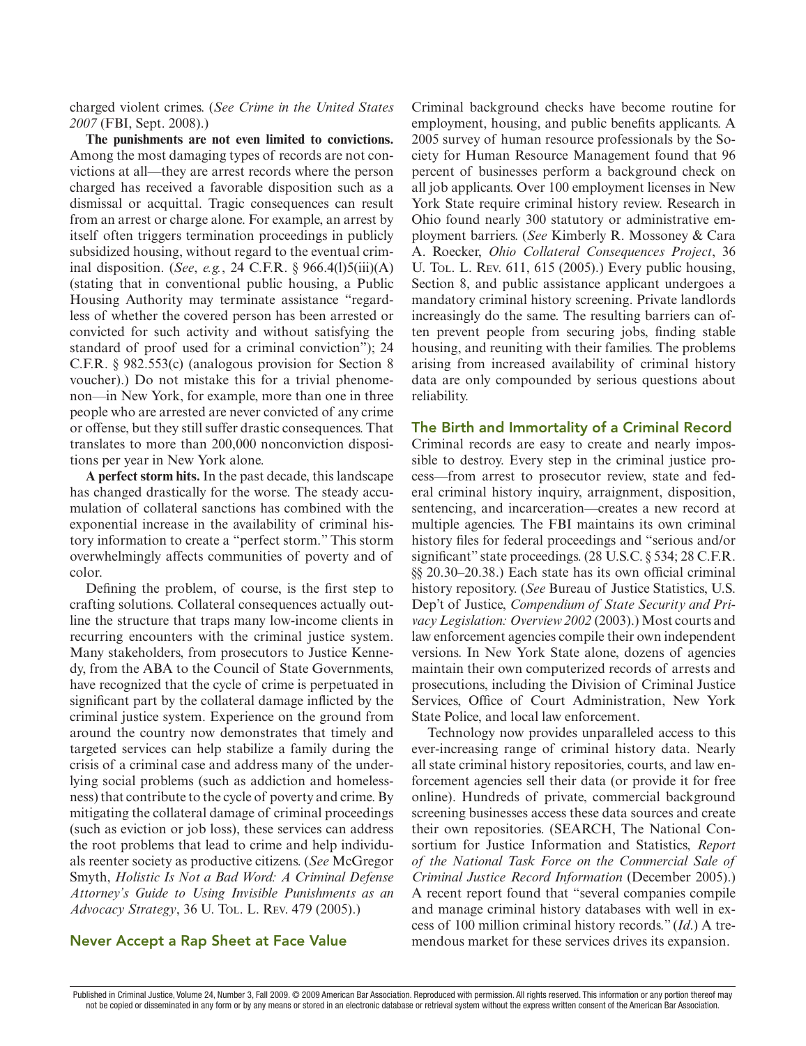charged violent crimes. (*See Crime in the United States 2007* (FBI, Sept. 2008).)

**The punishments are not even limited to convictions.** Among the most damaging types of records are not convictions at all—they are arrest records where the person charged has received a favorable disposition such as a dismissal or acquittal. Tragic consequences can result from an arrest or charge alone. For example, an arrest by itself often triggers termination proceedings in publicly subsidized housing, without regard to the eventual criminal disposition. (*See*, *e.g.*, 24 C.F.R. § 966.4(l)5(iii)(A) (stating that in conventional public housing, a Public Housing Authority may terminate assistance "regardless of whether the covered person has been arrested or convicted for such activity and without satisfying the standard of proof used for a criminal conviction"); 24 C.F.R. § 982.553(c) (analogous provision for Section 8 voucher).) Do not mistake this for a trivial phenomenon—in New York, for example, more than one in three people who are arrested are never convicted of any crime or offense, but they still suffer drastic consequences. That translates to more than 200,000 nonconviction dispositions per year in New York alone.

**A perfect storm hits.** In the past decade, this landscape has changed drastically for the worse. The steady accumulation of collateral sanctions has combined with the exponential increase in the availability of criminal history information to create a "perfect storm." This storm overwhelmingly affects communities of poverty and of color.

Defining the problem, of course, is the first step to crafting solutions. Collateral consequences actually outline the structure that traps many low-income clients in recurring encounters with the criminal justice system. Many stakeholders, from prosecutors to Justice Kennedy, from the ABA to the Council of State Governments, have recognized that the cycle of crime is perpetuated in significant part by the collateral damage inflicted by the criminal justice system. Experience on the ground from around the country now demonstrates that timely and targeted services can help stabilize a family during the crisis of a criminal case and address many of the underlying social problems (such as addiction and homelessness) that contribute to the cycle of poverty and crime. By mitigating the collateral damage of criminal proceedings (such as eviction or job loss), these services can address the root problems that lead to crime and help individuals reenter society as productive citizens. (*See* McGregor Smyth, *Holistic Is Not a Bad Word: A Criminal Defense Attorney's Guide to Using Invisible Punishments as an Advocacy Strategy*, 36 U. Tol. L. Rev. 479 (2005).)

## Never Accept a Rap Sheet at Face Value

Criminal background checks have become routine for employment, housing, and public benefits applicants. A 2005 survey of human resource professionals by the Society for Human Resource Management found that 96 percent of businesses perform a background check on all job applicants. Over 100 employment licenses in New York State require criminal history review. Research in Ohio found nearly 300 statutory or administrative employment barriers. (*See* Kimberly R. Mossoney & Cara A. Roecker, *Ohio Collateral Consequences Project*, 36 U. Tol. L. Rev. 611, 615 (2005).) Every public housing, Section 8, and public assistance applicant undergoes a mandatory criminal history screening. Private landlords increasingly do the same. The resulting barriers can often prevent people from securing jobs, finding stable housing, and reuniting with their families. The problems arising from increased availability of criminal history data are only compounded by serious questions about reliability.

## The Birth and Immortality of a Criminal Record

Criminal records are easy to create and nearly impossible to destroy. Every step in the criminal justice process—from arrest to prosecutor review, state and federal criminal history inquiry, arraignment, disposition, sentencing, and incarceration—creates a new record at multiple agencies. The FBI maintains its own criminal history files for federal proceedings and "serious and/or significant" state proceedings. (28 U.S.C. § 534; 28 C.F.R. §§ 20.30–20.38.) Each state has its own official criminal history repository. (*See* Bureau of Justice Statistics, U.S. Dep't of Justice, *Compendium of State Security and Privacy Legislation: Overview 2002* (2003).) Most courts and law enforcement agencies compile their own independent versions. In New York State alone, dozens of agencies maintain their own computerized records of arrests and prosecutions, including the Division of Criminal Justice Services, Office of Court Administration, New York State Police, and local law enforcement.

Technology now provides unparalleled access to this ever-increasing range of criminal history data. Nearly all state criminal history repositories, courts, and law enforcement agencies sell their data (or provide it for free online). Hundreds of private, commercial background screening businesses access these data sources and create their own repositories. (SEARCH, The National Consortium for Justice Information and Statistics, *Report of the National Task Force on the Commercial Sale of Criminal Justice Record Information* (December 2005).) A recent report found that "several companies compile and manage criminal history databases with well in excess of 100 million criminal history records." (*Id.*) A tremendous market for these services drives its expansion.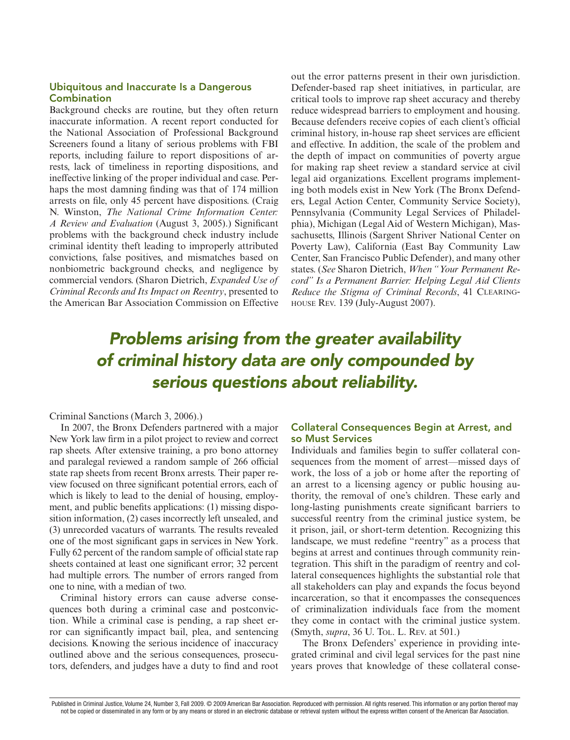### Ubiquitous and Inaccurate Is a Dangerous Combination

Background checks are routine, but they often return inaccurate information. A recent report conducted for the National Association of Professional Background Screeners found a litany of serious problems with FBI reports, including failure to report dispositions of arrests, lack of timeliness in reporting dispositions, and ineffective linking of the proper individual and case. Perhaps the most damning finding was that of 174 million arrests on file, only 45 percent have dispositions. (Craig N. Winston, *The National Crime Information Center: A Review and Evaluation* (August 3, 2005).) Significant problems with the background check industry include criminal identity theft leading to improperly attributed convictions, false positives, and mismatches based on nonbiometric background checks, and negligence by commercial vendors. (Sharon Dietrich, *Expanded Use of Criminal Records and Its Impact on Reentry*, presented to the American Bar Association Commission on Effective Criminal Sanctions (March 3, 2006).)

In 2007, the Bronx Defenders partnered with a major New York law firm in a pilot project to review and correct rap sheets. After extensive training, a pro bono attorney and paralegal reviewed a random sample of 266 official state rap sheets from recent Bronx arrests. Their paper review focused on three significant potential errors, each of which is likely to lead to the denial of housing, employment, and public benefits applications: (1) missing disposition information, (2) cases incorrectly left unsealed, and (3) unrecorded vacaturs of warrants. The results revealed one of the most significant gaps in services in New York. Fully 62 percent of the random sample of official state rap sheets contained at least one significant error; 32 percent had multiple errors. The number of errors ranged from one to nine, with a median of two.

Criminal history errors can cause adverse consequences both during a criminal case and postconviction. While a criminal case is pending, a rap sheet error can significantly impact bail, plea, and sentencing decisions. Knowing the serious incidence of inaccuracy outlined above and the serious consequences, prosecutors, defenders, and judges have a duty to find and root out the error patterns present in their own jurisdiction. Defender-based rap sheet initiatives, in particular, are critical tools to improve rap sheet accuracy and thereby reduce widespread barriers to employment and housing. Because defenders receive copies of each client's official criminal history, in-house rap sheet services are efficient and effective. In addition, the scale of the problem and the depth of impact on communities of poverty argue for making rap sheet review a standard service at civil legal aid organizations. Excellent programs implementing both models exist in New York (The Bronx Defenders, Legal Action Center, Community Service Society), Pennsylvania (Community Legal Services of Philadelphia), Michigan (Legal Aid of Western Michigan), Massachusetts, Illinois (Sargent Shriver National Center on Poverty Law), California (East Bay Community Law Center, San Francisco Public Defender), and many other states. (*See* Sharon Dietrich, *When "Your Permanent Record" Is a Permanent Barrier: Helping Legal Aid Clients Reduce the Stigma of Criminal Records*, 41 Clearinghouse Rev. 139 (July-August 2007).

> ***Problems arising from the greater availability of criminal history data are only compounded by serious questions about reliability.***

### Collateral Consequences Begin at Arrest, and so Must Services

Individuals and families begin to suffer collateral consequences from the moment of arrest—missed days of work, the loss of a job or home after the reporting of an arrest to a licensing agency or public housing authority, the removal of one's children. These early and long-lasting punishments create significant barriers to successful reentry from the criminal justice system, be it prison, jail, or short-term detention. Recognizing this landscape, we must redefine "reentry" as a process that begins at arrest and continues through community reintegration. This shift in the paradigm of reentry and collateral consequences highlights the substantial role that all stakeholders can play and expands the focus beyond incarceration, so that it encompasses the consequences of criminalization individuals face from the moment they come in contact with the criminal justice system. (Smyth, *supra*, 36 U. Tol. L. Rev. at 501.)

The Bronx Defenders' experience in providing integrated criminal and civil legal services for the past nine years proves that knowledge of these collateral conse-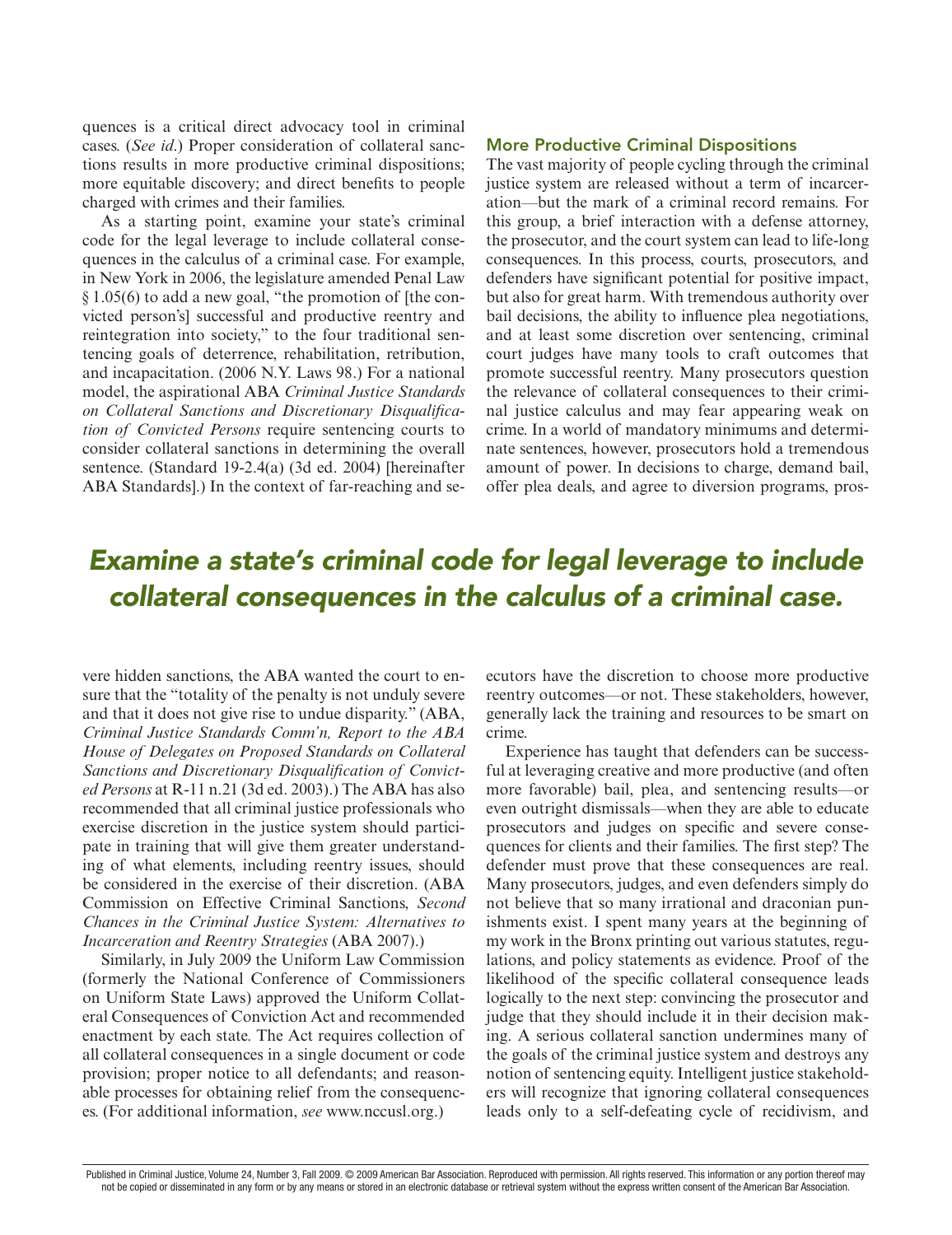quences is a critical direct advocacy tool in criminal cases. (*See id*.) Proper consideration of collateral sanctions results in more productive criminal dispositions; more equitable discovery; and direct benefits to people charged with crimes and their families.

As a starting point, examine your state's criminal code for the legal leverage to include collateral consequences in the calculus of a criminal case. For example, in New York in 2006, the legislature amended Penal Law § 1.05(6) to add a new goal, "the promotion of [the convicted person's] successful and productive reentry and reintegration into society," to the four traditional sentencing goals of deterrence, rehabilitation, retribution, and incapacitation. (2006 N.Y. Laws 98.) For a national model, the aspirational ABA *Criminal Justice Standards on Collateral Sanctions and Discretionary Disqualification of Convicted Persons* require sentencing courts to consider collateral sanctions in determining the overall sentence. (Standard 19-2.4(a) (3d ed. 2004) [hereinafter ABA Standards].) In the context of far-reaching and severe hidden sanctions, the ABA wanted the court to ensure that the "totality of the penalty is not unduly severe and that it does not give rise to undue disparity." (ABA, *Criminal Justice Standards Comm'n, Report to the ABA House of Delegates on Proposed Standards on Collateral Sanctions and Discretionary Disqualification of Convicted Persons* at R-11 n.21 (3d ed. 2003).) The ABA has also recommended that all criminal justice professionals who exercise discretion in the justice system should participate in training that will give them greater understanding of what elements, including reentry issues, should be considered in the exercise of their discretion. (ABA Commission on Effective Criminal Sanctions, *Second Chances in the Criminal Justice System: Alternatives to Incarceration and Reentry Strategies* (ABA 2007).)

Similarly, in July 2009 the Uniform Law Commission (formerly the National Conference of Commissioners on Uniform State Laws) approved the Uniform Collateral Consequences of Conviction Act and recommended enactment by each state. The Act requires collection of all collateral consequences in a single document or code provision; proper notice to all defendants; and reasonable processes for obtaining relief from the consequences. (For additional information, *see* www.nccusl.org.)

## More Productive Criminal Dispositions

The vast majority of people cycling through the criminal justice system are released without a term of incarceration—but the mark of a criminal record remains. For this group, a brief interaction with a defense attorney, the prosecutor, and the court system can lead to life-long consequences. In this process, courts, prosecutors, and defenders have significant potential for positive impact, but also for great harm. With tremendous authority over bail decisions, the ability to influence plea negotiations, and at least some discretion over sentencing, criminal court judges have many tools to craft outcomes that promote successful reentry. Many prosecutors question the relevance of collateral consequences to their criminal justice calculus and may fear appearing weak on crime. In a world of mandatory minimums and determinate sentences, however, prosecutors hold a tremendous amount of power. In decisions to charge, demand bail, offer plea deals, and agree to diversion programs, prosecutors have the discretion to choose more productive reentry outcomes—or not. These stakeholders, however, generally lack the training and resources to be smart on crime.

***Examine a state's criminal code for legal leverage to include collateral consequences in the calculus of a criminal case.***

Experience has taught that defenders can be successful at leveraging creative and more productive (and often more favorable) bail, plea, and sentencing results—or even outright dismissals—when they are able to educate prosecutors and judges on specific and severe consequences for clients and their families. The first step? The defender must prove that these consequences are real. Many prosecutors, judges, and even defenders simply do not believe that so many irrational and draconian punishments exist. I spent many years at the beginning of my work in the Bronx printing out various statutes, regulations, and policy statements as evidence. Proof of the likelihood of the specific collateral consequence leads logically to the next step: convincing the prosecutor and judge that they should include it in their decision making. A serious collateral sanction undermines many of the goals of the criminal justice system and destroys any notion of sentencing equity. Intelligent justice stakeholders will recognize that ignoring collateral consequences leads only to a self-defeating cycle of recidivism, and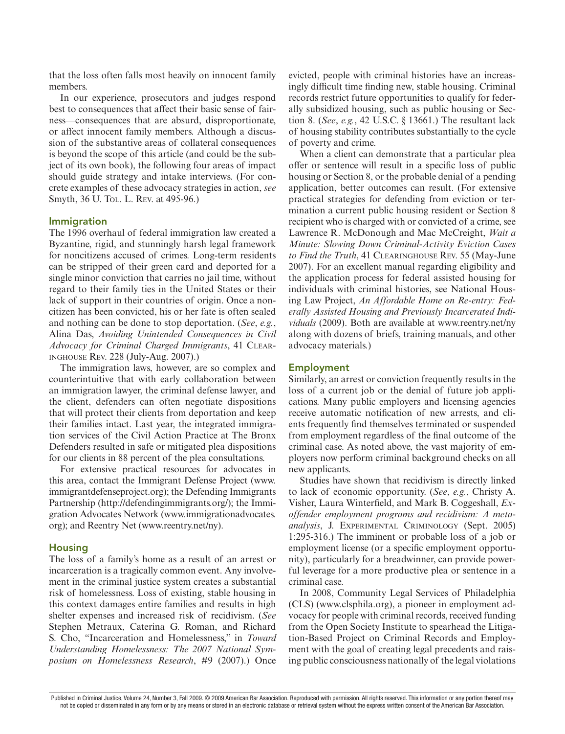that the loss often falls most heavily on innocent family members.

In our experience, prosecutors and judges respond best to consequences that affect their basic sense of fairness—consequences that are absurd, disproportionate, or affect innocent family members. Although a discussion of the substantive areas of collateral consequences is beyond the scope of this article (and could be the subject of its own book), the following four areas of impact should guide strategy and intake interviews. (For concrete examples of these advocacy strategies in action, *see* Smyth, 36 U. Tol. L. Rev. at 495-96.)

## Immigration

The 1996 overhaul of federal immigration law created a Byzantine, rigid, and stunningly harsh legal framework for noncitizens accused of crimes. Long-term residents can be stripped of their green card and deported for a single minor conviction that carries no jail time, without regard to their family ties in the United States or their lack of support in their countries of origin. Once a noncitizen has been convicted, his or her fate is often sealed and nothing can be done to stop deportation. (*See*, *e.g.*, Alina Das, *Avoiding Unintended Consequences in Civil Advocacy for Criminal Charged Immigrants*, 41 Clearinghouse Rev. 228 (July-Aug. 2007).)

The immigration laws, however, are so complex and counterintuitive that with early collaboration between an immigration lawyer, the criminal defense lawyer, and the client, defenders can often negotiate dispositions that will protect their clients from deportation and keep their families intact. Last year, the integrated immigration services of the Civil Action Practice at The Bronx Defenders resulted in safe or mitigated plea dispositions for our clients in 88 percent of the plea consultations.

For extensive practical resources for advocates in this area, contact the Immigrant Defense Project (www.immigrantdefenseproject.org); the Defending Immigrants Partnership (http://defendingimmigrants.org/); the Immigration Advocates Network (www.immigrationadvocates.org); and Reentry Net (www.reentry.net/ny).

## Housing

The loss of a family's home as a result of an arrest or incarceration is a tragically common event. Any involvement in the criminal justice system creates a substantial risk of homelessness. Loss of existing, stable housing in this context damages entire families and results in high shelter expenses and increased risk of recidivism. (*See* Stephen Metraux, Caterina G. Roman, and Richard S. Cho, "Incarceration and Homelessness," in *Toward Understanding Homelessness: The 2007 National Symposium on Homelessness Research*, #9 (2007).) Once evicted, people with criminal histories have an increasingly difficult time finding new, stable housing. Criminal records restrict future opportunities to qualify for federally subsidized housing, such as public housing or Section 8. (*See*, *e.g.*, 42 U.S.C. § 13661.) The resultant lack of housing stability contributes substantially to the cycle of poverty and crime.

When a client can demonstrate that a particular plea offer or sentence will result in a specific loss of public housing or Section 8, or the probable denial of a pending application, better outcomes can result. (For extensive practical strategies for defending from eviction or termination a current public housing resident or Section 8 recipient who is charged with or convicted of a crime, see Lawrence R. McDonough and Mac McCreight, *Wait a Minute: Slowing Down Criminal-Activity Eviction Cases to Find the Truth*, 41 Clearinghouse Rev. 55 (May-June 2007). For an excellent manual regarding eligibility and the application process for federal assisted housing for individuals with criminal histories, see National Housing Law Project, *An Affordable Home on Re-entry: Federally Assisted Housing and Previously Incarcerated Individuals* (2009). Both are available at www.reentry.net/ny along with dozens of briefs, training manuals, and other advocacy materials.)

## Employment

Similarly, an arrest or conviction frequently results in the loss of a current job or the denial of future job applications. Many public employers and licensing agencies receive automatic notification of new arrests, and clients frequently find themselves terminated or suspended from employment regardless of the final outcome of the criminal case. As noted above, the vast majority of employers now perform criminal background checks on all new applicants.

Studies have shown that recidivism is directly linked to lack of economic opportunity. (*See*, *e.g.*, Christy A. Visher, Laura Winterfield, and Mark B. Coggeshall, *Ex-offender employment programs and recidivism: A meta-analysis*, J. Experimental Criminology (Sept. 2005) 1:295-316.) The imminent or probable loss of a job or employment license (or a specific employment opportunity), particularly for a breadwinner, can provide powerful leverage for a more productive plea or sentence in a criminal case.

In 2008, Community Legal Services of Philadelphia (CLS) (www.clsphila.org), a pioneer in employment advocacy for people with criminal records, received funding from the Open Society Institute to spearhead the Litigation-Based Project on Criminal Records and Employment with the goal of creating legal precedents and raising public consciousness nationally of the legal violations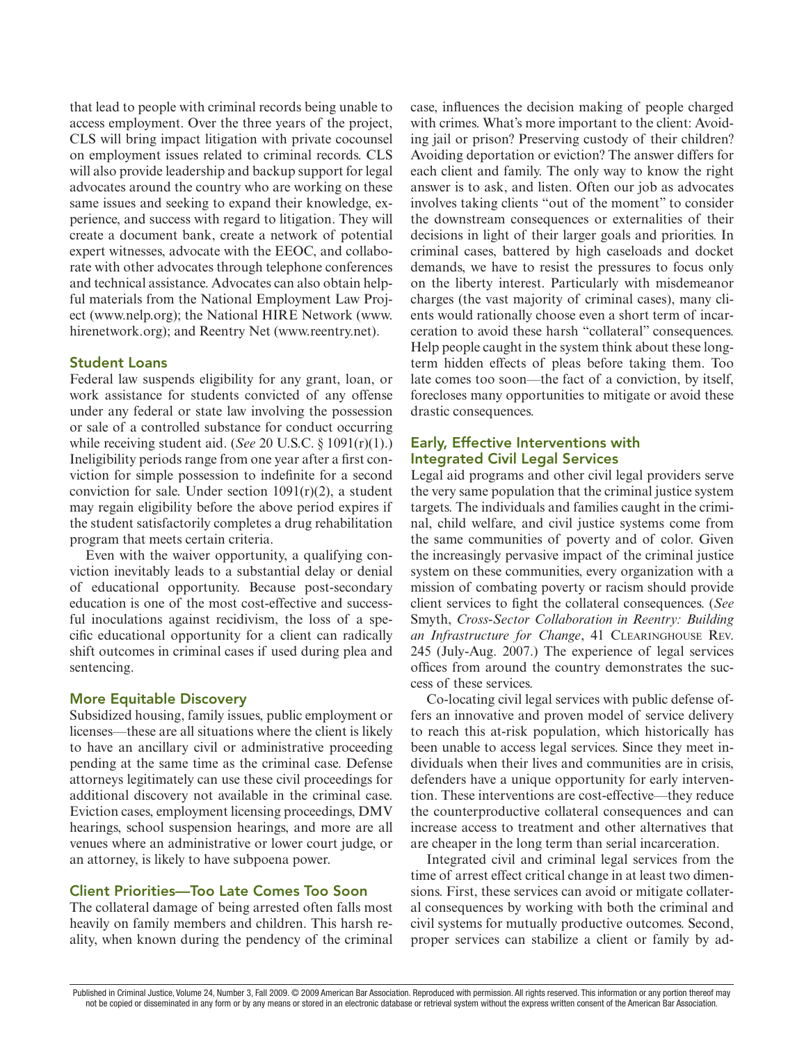that lead to people with criminal records being unable to access employment. Over the three years of the project, CLS will bring impact litigation with private cocounsel on employment issues related to criminal records. CLS will also provide leadership and backup support for legal advocates around the country who are working on these same issues and seeking to expand their knowledge, experience, and success with regard to litigation. They will create a document bank, create a network of potential expert witnesses, advocate with the EEOC, and collaborate with other advocates through telephone conferences and technical assistance. Advocates can also obtain helpful materials from the National Employment Law Project (www.nelp.org); the National HIRE Network (www.hirenetwork.org); and Reentry Net (www.reentry.net).

### Student Loans

Federal law suspends eligibility for any grant, loan, or work assistance for students convicted of any offense under any federal or state law involving the possession or sale of a controlled substance for conduct occurring while receiving student aid. (*See* 20 U.S.C. § 1091(r)(1).) Ineligibility periods range from one year after a first conviction for simple possession to indefinite for a second conviction for sale. Under section 1091(r)(2), a student may regain eligibility before the above period expires if the student satisfactorily completes a drug rehabilitation program that meets certain criteria.

Even with the waiver opportunity, a qualifying conviction inevitably leads to a substantial delay or denial of educational opportunity. Because post-secondary education is one of the most cost-effective and successful inoculations against recidivism, the loss of a specific educational opportunity for a client can radically shift outcomes in criminal cases if used during plea and sentencing.

### More Equitable Discovery

Subsidized housing, family issues, public employment or licenses—these are all situations where the client is likely to have an ancillary civil or administrative proceeding pending at the same time as the criminal case. Defense attorneys legitimately can use these civil proceedings for additional discovery not available in the criminal case. Eviction cases, employment licensing proceedings, DMV hearings, school suspension hearings, and more are all venues where an administrative or lower court judge, or an attorney, is likely to have subpoena power.

### Client Priorities—Too Late Comes Too Soon

The collateral damage of being arrested often falls most heavily on family members and children. This harsh reality, when known during the pendency of the criminal case, influences the decision making of people charged with crimes. What's more important to the client: Avoiding jail or prison? Preserving custody of their children? Avoiding deportation or eviction? The answer differs for each client and family. The only way to know the right answer is to ask, and listen. Often our job as advocates involves taking clients "out of the moment" to consider the downstream consequences or externalities of their decisions in light of their larger goals and priorities. In criminal cases, battered by high caseloads and docket demands, we have to resist the pressures to focus only on the liberty interest. Particularly with misdemeanor charges (the vast majority of criminal cases), many clients would rationally choose even a short term of incarceration to avoid these harsh "collateral" consequences. Help people caught in the system think about these long-term hidden effects of pleas before taking them. Too late comes too soon—the fact of a conviction, by itself, forecloses many opportunities to mitigate or avoid these drastic consequences.

### Early, Effective Interventions with Integrated Civil Legal Services

Legal aid programs and other civil legal providers serve the very same population that the criminal justice system targets. The individuals and families caught in the criminal, child welfare, and civil justice systems come from the same communities of poverty and of color. Given the increasingly pervasive impact of the criminal justice system on these communities, every organization with a mission of combating poverty or racism should provide client services to fight the collateral consequences. (*See* Smyth, *Cross-Sector Collaboration in Reentry: Building an Infrastructure for Change*, 41 Clearinghouse Rev. 245 (July-Aug. 2007.) The experience of legal services offices from around the country demonstrates the success of these services.

Co-locating civil legal services with public defense offers an innovative and proven model of service delivery to reach this at-risk population, which historically has been unable to access legal services. Since they meet individuals when their lives and communities are in crisis, defenders have a unique opportunity for early intervention. These interventions are cost-effective—they reduce the counterproductive collateral consequences and can increase access to treatment and other alternatives that are cheaper in the long term than serial incarceration.

Integrated civil and criminal legal services from the time of arrest effect critical change in at least two dimensions. First, these services can avoid or mitigate collateral consequences by working with both the criminal and civil systems for mutually productive outcomes. Second, proper services can stabilize a client or family by ad-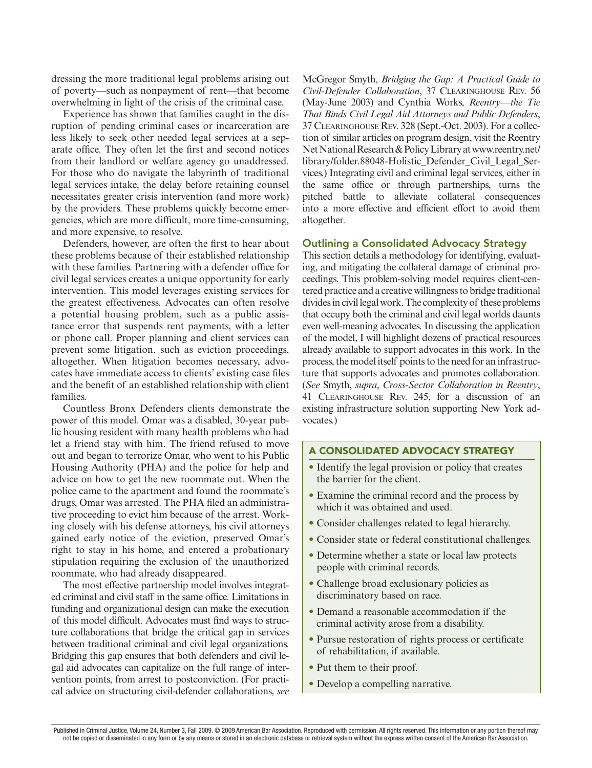dressing the more traditional legal problems arising out of poverty—such as nonpayment of rent—that become overwhelming in light of the crisis of the criminal case.

Experience has shown that families caught in the disruption of pending criminal cases or incarceration are less likely to seek other needed legal services at a separate office. They often let the first and second notices from their landlord or welfare agency go unaddressed. For those who do navigate the labyrinth of traditional legal services intake, the delay before retaining counsel necessitates greater crisis intervention (and more work) by the providers. These problems quickly become emergencies, which are more difficult, more time-consuming, and more expensive, to resolve.

Defenders, however, are often the first to hear about these problems because of their established relationship with these families. Partnering with a defender office for civil legal services creates a unique opportunity for early intervention. This model leverages existing services for the greatest effectiveness. Advocates can often resolve a potential housing problem, such as a public assistance error that suspends rent payments, with a letter or phone call. Proper planning and client services can prevent some litigation, such as eviction proceedings, altogether. When litigation becomes necessary, advocates have immediate access to clients' existing case files and the benefit of an established relationship with client families.

Countless Bronx Defenders clients demonstrate the power of this model. Omar was a disabled, 30-year public housing resident with many health problems who had let a friend stay with him. The friend refused to move out and began to terrorize Omar, who went to his Public Housing Authority (PHA) and the police for help and advice on how to get the new roommate out. When the police came to the apartment and found the roommate's drugs, Omar was arrested. The PHA filed an administrative proceeding to evict him because of the arrest. Working closely with his defense attorneys, his civil attorneys gained early notice of the eviction, preserved Omar's right to stay in his home, and entered a probationary stipulation requiring the exclusion of the unauthorized roommate, who had already disappeared.

The most effective partnership model involves integrated criminal and civil staff in the same office. Limitations in funding and organizational design can make the execution of this model difficult. Advocates must find ways to structure collaborations that bridge the critical gap in services between traditional criminal and civil legal organizations. Bridging this gap ensures that both defenders and civil legal aid advocates can capitalize on the full range of intervention points, from arrest to postconviction. (For practical advice on structuring civil-defender collaborations, *see* McGregor Smyth, *Bridging the Gap: A Practical Guide to Civil-Defender Collaboration*, 37 Clearinghouse Rev. 56 (May-June 2003) and Cynthia Works, *Reentry—the Tie That Binds Civil Legal Aid Attorneys and Public Defenders*, 37 Clearinghouse Rev. 328 (Sept.-Oct. 2003). For a collection of similar articles on program design, visit the Reentry Net National Research & Policy Library at www.reentry.net/library/folder.88048-Holistic_Defender_Civil_Legal_Services.) Integrating civil and criminal legal services, either in the same office or through partnerships, turns the pitched battle to alleviate collateral consequences into a more effective and efficient effort to avoid them altogether.

## Outlining a Consolidated Advocacy Strategy

This section details a methodology for identifying, evaluating, and mitigating the collateral damage of criminal proceedings. This problem-solving model requires client-centered practice and a creative willingness to bridge traditional divides in civil legal work. The complexity of these problems that occupy both the criminal and civil legal worlds daunts even well-meaning advocates. In discussing the application of the model, I will highlight dozens of practical resources already available to support advocates in this work. In the process, the model itself points to the need for an infrastructure that supports advocates and promotes collaboration. (*See* Smyth, *supra*, *Cross-Sector Collaboration in Reentry*, 41 Clearinghouse Rev. 245, for a discussion of an existing infrastructure solution supporting New York advocates.)

### A CONSOLIDATED ADVOCACY STRATEGY

- Identify the legal provision or policy that creates the barrier for the client.
- Examine the criminal record and the process by which it was obtained and used.
- Consider challenges related to legal hierarchy.
- Consider state or federal constitutional challenges.
- Determine whether a state or local law protects people with criminal records.
- Challenge broad exclusionary policies as discriminatory based on race.
- Demand a reasonable accommodation if the criminal activity arose from a disability.
- Pursue restoration of rights process or certificate of rehabilitation, if available.
- Put them to their proof.
- Develop a compelling narrative.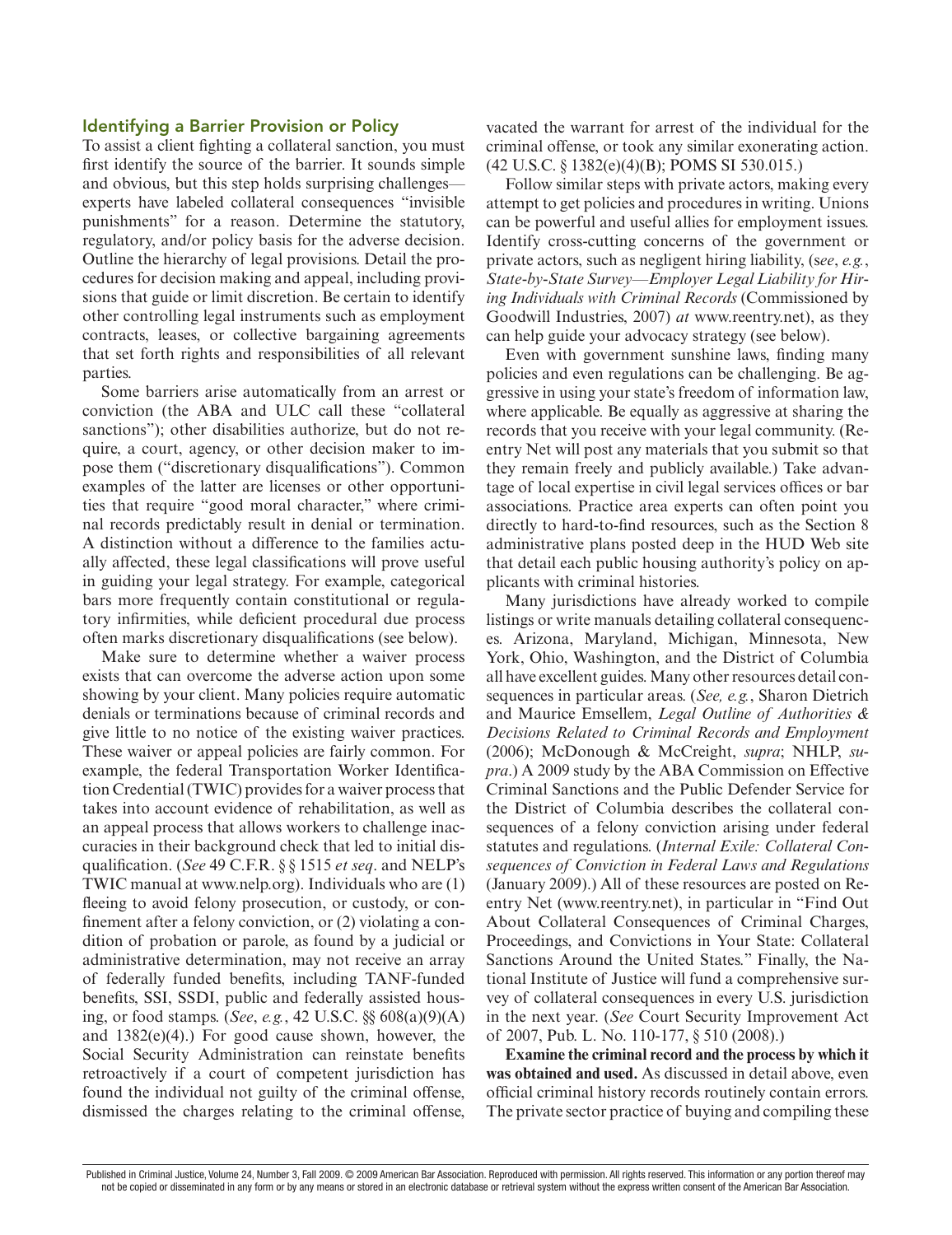## Identifying a Barrier Provision or Policy

To assist a client fighting a collateral sanction, you must first identify the source of the barrier. It sounds simple and obvious, but this step holds surprising challenges—experts have labeled collateral consequences "invisible punishments" for a reason. Determine the statutory, regulatory, and/or policy basis for the adverse decision. Outline the hierarchy of legal provisions. Detail the procedures for decision making and appeal, including provisions that guide or limit discretion. Be certain to identify other controlling legal instruments such as employment contracts, leases, or collective bargaining agreements that set forth rights and responsibilities of all relevant parties.

Some barriers arise automatically from an arrest or conviction (the ABA and ULC call these "collateral sanctions"); other disabilities authorize, but do not require, a court, agency, or other decision maker to impose them ("discretionary disqualifications"). Common examples of the latter are licenses or other opportunities that require "good moral character," where criminal records predictably result in denial or termination. A distinction without a difference to the families actually affected, these legal classifications will prove useful in guiding your legal strategy. For example, categorical bars more frequently contain constitutional or regulatory infirmities, while deficient procedural due process often marks discretionary disqualifications (see below).

Make sure to determine whether a waiver process exists that can overcome the adverse action upon some showing by your client. Many policies require automatic denials or terminations because of criminal records and give little to no notice of the existing waiver practices. These waiver or appeal policies are fairly common. For example, the federal Transportation Worker Identification Credential (TWIC) provides for a waiver process that takes into account evidence of rehabilitation, as well as an appeal process that allows workers to challenge inaccuracies in their background check that led to initial disqualification. (*See* 49 C.F.R. §§ 1515 *et seq*. and NELP's TWIC manual at www.nelp.org). Individuals who are (1) fleeing to avoid felony prosecution, or custody, or confinement after a felony conviction, or (2) violating a condition of probation or parole, as found by a judicial or administrative determination, may not receive an array of federally funded benefits, including TANF-funded benefits, SSI, SSDI, public and federally assisted housing, or food stamps. (*See*, *e.g.*, 42 U.S.C. §§ 608(a)(9)(A) and 1382(e)(4).) For good cause shown, however, the Social Security Administration can reinstate benefits retroactively if a court of competent jurisdiction has found the individual not guilty of the criminal offense, dismissed the charges relating to the criminal offense, vacated the warrant for arrest of the individual for the criminal offense, or took any similar exonerating action. (42 U.S.C. § 1382(e)(4)(B); POMS SI 530.015.)

Follow similar steps with private actors, making every attempt to get policies and procedures in writing. Unions can be powerful and useful allies for employment issues. Identify cross-cutting concerns of the government or private actors, such as negligent hiring liability, (*see*, *e.g.*, *State-by-State Survey—Employer Legal Liability for Hiring Individuals with Criminal Records* (Commissioned by Goodwill Industries, 2007) *at* www.reentry.net), as they can help guide your advocacy strategy (see below).

Even with government sunshine laws, finding many policies and even regulations can be challenging. Be aggressive in using your state's freedom of information law, where applicable. Be equally as aggressive at sharing the records that you receive with your legal community. (Reentry Net will post any materials that you submit so that they remain freely and publicly available.) Take advantage of local expertise in civil legal services offices or bar associations. Practice area experts can often point you directly to hard-to-find resources, such as the Section 8 administrative plans posted deep in the HUD Web site that detail each public housing authority's policy on applicants with criminal histories.

Many jurisdictions have already worked to compile listings or write manuals detailing collateral consequences. Arizona, Maryland, Michigan, Minnesota, New York, Ohio, Washington, and the District of Columbia all have excellent guides. Many other resources detail consequences in particular areas. (*See, e.g.*, Sharon Dietrich and Maurice Emsellem, *Legal Outline of Authorities & Decisions Related to Criminal Records and Employment* (2006); McDonough & McCreight, *supra*; NHLP, *supra*.) A 2009 study by the ABA Commission on Effective Criminal Sanctions and the Public Defender Service for the District of Columbia describes the collateral consequences of a felony conviction arising under federal statutes and regulations. (*Internal Exile: Collateral Consequences of Conviction in Federal Laws and Regulations* (January 2009).) All of these resources are posted on Reentry Net (www.reentry.net), in particular in "Find Out About Collateral Consequences of Criminal Charges, Proceedings, and Convictions in Your State: Collateral Sanctions Around the United States." Finally, the National Institute of Justice will fund a comprehensive survey of collateral consequences in every U.S. jurisdiction in the next year. (*See* Court Security Improvement Act of 2007, Pub. L. No. 110-177, § 510 (2008).)

**Examine the criminal record and the process by which it was obtained and used.** As discussed in detail above, even official criminal history records routinely contain errors. The private sector practice of buying and compiling these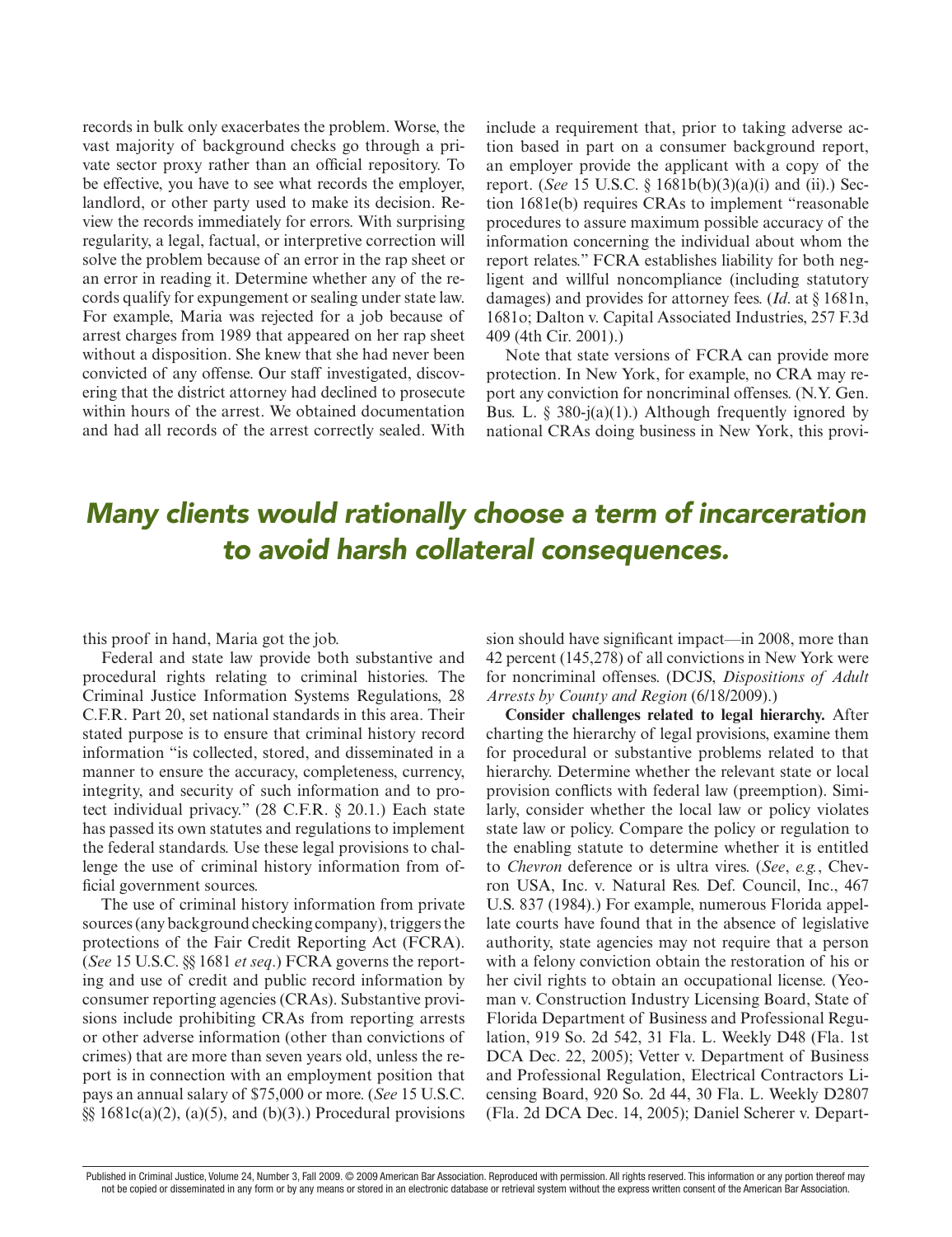records in bulk only exacerbates the problem. Worse, the vast majority of background checks go through a private sector proxy rather than an official repository. To be effective, you have to see what records the employer, landlord, or other party used to make its decision. Review the records immediately for errors. With surprising regularity, a legal, factual, or interpretive correction will solve the problem because of an error in the rap sheet or an error in reading it. Determine whether any of the records qualify for expungement or sealing under state law. For example, Maria was rejected for a job because of arrest charges from 1989 that appeared on her rap sheet without a disposition. She knew that she had never been convicted of any offense. Our staff investigated, discovering that the district attorney had declined to prosecute within hours of the arrest. We obtained documentation and had all records of the arrest correctly sealed. With this proof in hand, Maria got the job.

Federal and state law provide both substantive and procedural rights relating to criminal histories. The Criminal Justice Information Systems Regulations, 28 C.F.R. Part 20, set national standards in this area. Their stated purpose is to ensure that criminal history record information "is collected, stored, and disseminated in a manner to ensure the accuracy, completeness, currency, integrity, and security of such information and to protect individual privacy." (28 C.F.R. § 20.1.) Each state has passed its own statutes and regulations to implement the federal standards. Use these legal provisions to challenge the use of criminal history information from official government sources.

The use of criminal history information from private sources (any background checking company), triggers the protections of the Fair Credit Reporting Act (FCRA). (*See* 15 U.S.C. §§ 1681 *et seq*.) FCRA governs the reporting and use of credit and public record information by consumer reporting agencies (CRAs). Substantive provisions include prohibiting CRAs from reporting arrests or other adverse information (other than convictions of crimes) that are more than seven years old, unless the report is in connection with an employment position that pays an annual salary of $75,000 or more. (*See* 15 U.S.C. §§ 1681c(a)(2), (a)(5), and (b)(3).) Procedural provisions include a requirement that, prior to taking adverse action based in part on a consumer background report, an employer provide the applicant with a copy of the report. (*See* 15 U.S.C. § 1681b(b)(3)(a)(i) and (ii).) Section 1681e(b) requires CRAs to implement "reasonable procedures to assure maximum possible accuracy of the information concerning the individual about whom the report relates." FCRA establishes liability for both negligent and willful noncompliance (including statutory damages) and provides for attorney fees. (*Id*. at § 1681n, 1681o; Dalton v. Capital Associated Industries, 257 F.3d 409 (4th Cir. 2001).)

Note that state versions of FCRA can provide more protection. In New York, for example, no CRA may report any conviction for noncriminal offenses. (N.Y. Gen. Bus. L. § 380-j(a)(1).) Although frequently ignored by national CRAs doing business in New York, this provision should have significant impact—in 2008, more than 42 percent (145,278) of all convictions in New York were for noncriminal offenses. (DCJS, *Dispositions of Adult Arrests by County and Region* (6/18/2009).)

## *Many clients would rationally choose a term of incarceration to avoid harsh collateral consequences.*

**Consider challenges related to legal hierarchy.** After charting the hierarchy of legal provisions, examine them for procedural or substantive problems related to that hierarchy. Determine whether the relevant state or local provision conflicts with federal law (preemption). Similarly, consider whether the local law or policy violates state law or policy. Compare the policy or regulation to the enabling statute to determine whether it is entitled to *Chevron* deference or is ultra vires. (*See*, *e.g.*, Chevron USA, Inc. v. Natural Res. Def. Council, Inc., 467 U.S. 837 (1984).) For example, numerous Florida appellate courts have found that in the absence of legislative authority, state agencies may not require that a person with a felony conviction obtain the restoration of his or her civil rights to obtain an occupational license. (Yeoman v. Construction Industry Licensing Board, State of Florida Department of Business and Professional Regulation, 919 So. 2d 542, 31 Fla. L. Weekly D48 (Fla. 1st DCA Dec. 22, 2005); Vetter v. Department of Business and Professional Regulation, Electrical Contractors Licensing Board, 920 So. 2d 44, 30 Fla. L. Weekly D2807 (Fla. 2d DCA Dec. 14, 2005); Daniel Scherer v. Depart-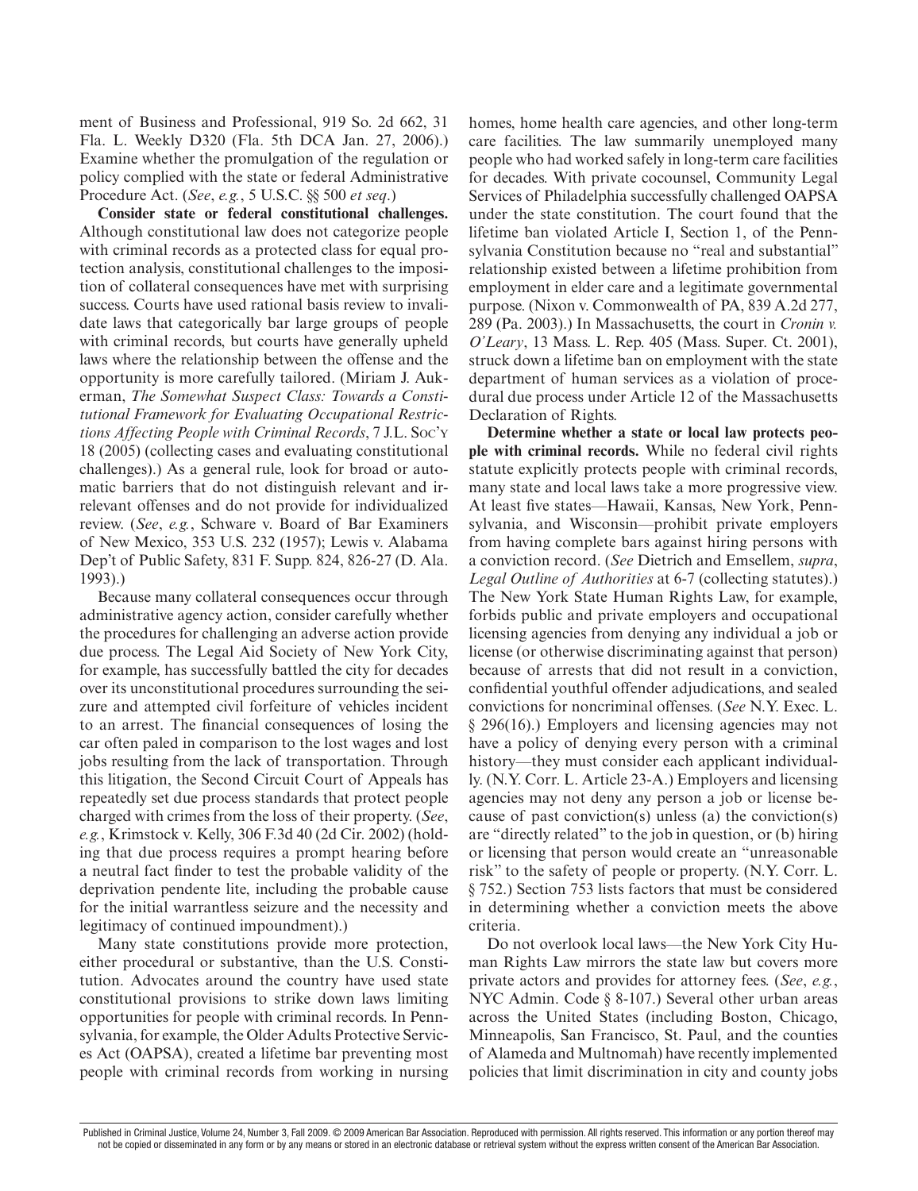ment of Business and Professional, 919 So. 2d 662, 31 Fla. L. Weekly D320 (Fla. 5th DCA Jan. 27, 2006).) Examine whether the promulgation of the regulation or policy complied with the state or federal Administrative Procedure Act. (*See*, *e.g.*, 5 U.S.C. §§ 500 *et seq*.)

**Consider state or federal constitutional challenges.** Although constitutional law does not categorize people with criminal records as a protected class for equal protection analysis, constitutional challenges to the imposition of collateral consequences have met with surprising success. Courts have used rational basis review to invalidate laws that categorically bar large groups of people with criminal records, but courts have generally upheld laws where the relationship between the offense and the opportunity is more carefully tailored. (Miriam J. Aukerman, *The Somewhat Suspect Class: Towards a Constitutional Framework for Evaluating Occupational Restrictions Affecting People with Criminal Records*, 7 J.L. Soc'y 18 (2005) (collecting cases and evaluating constitutional challenges).) As a general rule, look for broad or automatic barriers that do not distinguish relevant and irrelevant offenses and do not provide for individualized review. (*See*, *e.g.*, Schware v. Board of Bar Examiners of New Mexico, 353 U.S. 232 (1957); Lewis v. Alabama Dep't of Public Safety, 831 F. Supp. 824, 826-27 (D. Ala. 1993).)

Because many collateral consequences occur through administrative agency action, consider carefully whether the procedures for challenging an adverse action provide due process. The Legal Aid Society of New York City, for example, has successfully battled the city for decades over its unconstitutional procedures surrounding the seizure and attempted civil forfeiture of vehicles incident to an arrest. The financial consequences of losing the car often paled in comparison to the lost wages and lost jobs resulting from the lack of transportation. Through this litigation, the Second Circuit Court of Appeals has repeatedly set due process standards that protect people charged with crimes from the loss of their property. (*See*, *e.g.*, Krimstock v. Kelly, 306 F.3d 40 (2d Cir. 2002) (holding that due process requires a prompt hearing before a neutral fact finder to test the probable validity of the deprivation pendente lite, including the probable cause for the initial warrantless seizure and the necessity and legitimacy of continued impoundment).)

Many state constitutions provide more protection, either procedural or substantive, than the U.S. Constitution. Advocates around the country have used state constitutional provisions to strike down laws limiting opportunities for people with criminal records. In Pennsylvania, for example, the Older Adults Protective Services Act (OAPSA), created a lifetime bar preventing most people with criminal records from working in nursing homes, home health care agencies, and other long-term care facilities. The law summarily unemployed many people who had worked safely in long-term care facilities for decades. With private cocounsel, Community Legal Services of Philadelphia successfully challenged OAPSA under the state constitution. The court found that the lifetime ban violated Article I, Section 1, of the Pennsylvania Constitution because no "real and substantial" relationship existed between a lifetime prohibition from employment in elder care and a legitimate governmental purpose. (Nixon v. Commonwealth of PA, 839 A.2d 277, 289 (Pa. 2003).) In Massachusetts, the court in *Cronin v. O'Leary*, 13 Mass. L. Rep. 405 (Mass. Super. Ct. 2001), struck down a lifetime ban on employment with the state department of human services as a violation of procedural due process under Article 12 of the Massachusetts Declaration of Rights.

**Determine whether a state or local law protects people with criminal records.** While no federal civil rights statute explicitly protects people with criminal records, many state and local laws take a more progressive view. At least five states—Hawaii, Kansas, New York, Pennsylvania, and Wisconsin—prohibit private employers from having complete bars against hiring persons with a conviction record. (*See* Dietrich and Emsellem, *supra*, *Legal Outline of Authorities* at 6-7 (collecting statutes).) The New York State Human Rights Law, for example, forbids public and private employers and occupational licensing agencies from denying any individual a job or license (or otherwise discriminating against that person) because of arrests that did not result in a conviction, confidential youthful offender adjudications, and sealed convictions for noncriminal offenses. (*See* N.Y. Exec. L. § 296(16).) Employers and licensing agencies may not have a policy of denying every person with a criminal history—they must consider each applicant individually. (N.Y. Corr. L. Article 23-A.) Employers and licensing agencies may not deny any person a job or license because of past conviction(s) unless (a) the conviction(s) are "directly related" to the job in question, or (b) hiring or licensing that person would create an "unreasonable risk" to the safety of people or property. (N.Y. Corr. L. § 752.) Section 753 lists factors that must be considered in determining whether a conviction meets the above criteria.

Do not overlook local laws—the New York City Human Rights Law mirrors the state law but covers more private actors and provides for attorney fees. (*See*, *e.g.*, NYC Admin. Code § 8-107.) Several other urban areas across the United States (including Boston, Chicago, Minneapolis, San Francisco, St. Paul, and the counties of Alameda and Multnomah) have recently implemented policies that limit discrimination in city and county jobs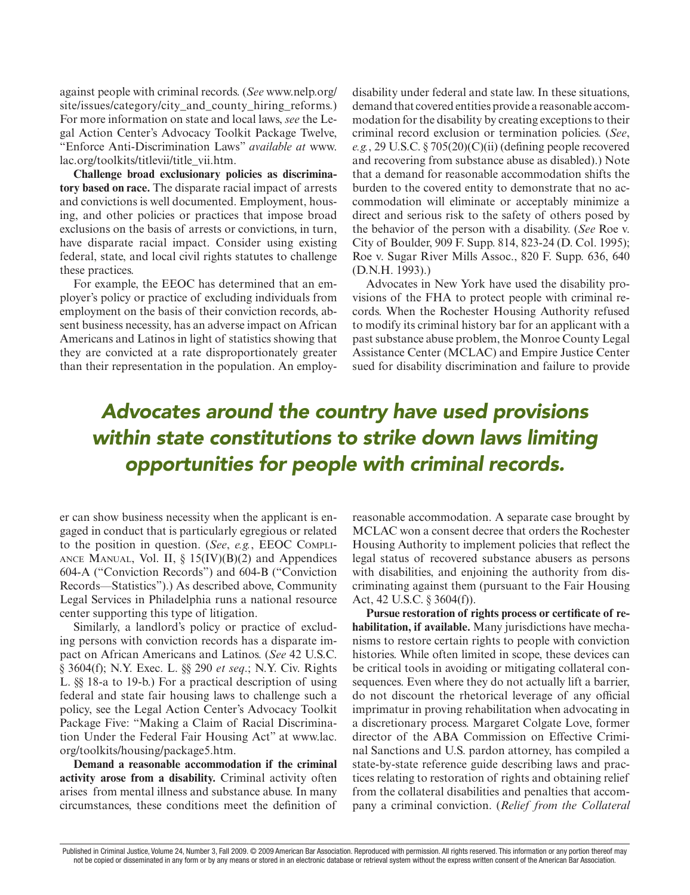against people with criminal records. (*See* www.nelp.org/site/issues/category/city_and_county_hiring_reforms.) For more information on state and local laws, *see* the Legal Action Center's Advocacy Toolkit Package Twelve, "Enforce Anti-Discrimination Laws" *available at* www.lac.org/toolkits/titlevii/title_vii.htm.

**Challenge broad exclusionary policies as discriminatory based on race.** The disparate racial impact of arrests and convictions is well documented. Employment, housing, and other policies or practices that impose broad exclusions on the basis of arrests or convictions, in turn, have disparate racial impact. Consider using existing federal, state, and local civil rights statutes to challenge these practices.

For example, the EEOC has determined that an employer's policy or practice of excluding individuals from employment on the basis of their conviction records, absent business necessity, has an adverse impact on African Americans and Latinos in light of statistics showing that they are convicted at a rate disproportionately greater than their representation in the population. An employer can show business necessity when the applicant is engaged in conduct that is particularly egregious or related to the position in question. (*See*, *e.g.*, EEOC Compliance Manual, Vol. II, § 15(IV)(B)(2) and Appendices 604-A ("Conviction Records") and 604-B ("Conviction Records—Statistics").) As described above, Community Legal Services in Philadelphia runs a national resource center supporting this type of litigation.

Similarly, a landlord's policy or practice of excluding persons with conviction records has a disparate impact on African Americans and Latinos. (*See* 42 U.S.C. § 3604(f); N.Y. Exec. L. §§ 290 *et seq*.; N.Y. Civ. Rights L. §§ 18-a to 19-b.) For a practical description of using federal and state fair housing laws to challenge such a policy, see the Legal Action Center's Advocacy Toolkit Package Five: "Making a Claim of Racial Discrimination Under the Federal Fair Housing Act" at www.lac.org/toolkits/housing/package5.htm.

**Demand a reasonable accommodation if the criminal activity arose from a disability.** Criminal activity often arises from mental illness and substance abuse. In many circumstances, these conditions meet the definition of disability under federal and state law. In these situations, demand that covered entities provide a reasonable accommodation for the disability by creating exceptions to their criminal record exclusion or termination policies. (*See*, *e.g.*, 29 U.S.C. § 705(20)(C)(ii) (defining people recovered and recovering from substance abuse as disabled).) Note that a demand for reasonable accommodation shifts the burden to the covered entity to demonstrate that no accommodation will eliminate or acceptably minimize a direct and serious risk to the safety of others posed by the behavior of the person with a disability. (*See* Roe v. City of Boulder, 909 F. Supp. 814, 823-24 (D. Col. 1995); Roe v. Sugar River Mills Assoc., 820 F. Supp. 636, 640 (D.N.H. 1993).)

Advocates in New York have used the disability provisions of the FHA to protect people with criminal records. When the Rochester Housing Authority refused to modify its criminal history bar for an applicant with a past substance abuse problem, the Monroe County Legal Assistance Center (MCLAC) and Empire Justice Center sued for disability discrimination and failure to provide reasonable accommodation. A separate case brought by MCLAC won a consent decree that orders the Rochester Housing Authority to implement policies that reflect the legal status of recovered substance abusers as persons with disabilities, and enjoining the authority from discriminating against them (pursuant to the Fair Housing Act, 42 U.S.C. § 3604(f)).

**Pursue restoration of rights process or certificate of rehabilitation, if available.** Many jurisdictions have mechanisms to restore certain rights to people with conviction histories. While often limited in scope, these devices can be critical tools in avoiding or mitigating collateral consequences. Even where they do not actually lift a barrier, do not discount the rhetorical leverage of any official imprimatur in proving rehabilitation when advocating in a discretionary process. Margaret Colgate Love, former director of the ABA Commission on Effective Criminal Sanctions and U.S. pardon attorney, has compiled a state-by-state reference guide describing laws and practices relating to restoration of rights and obtaining relief from the collateral disabilities and penalties that accompany a criminal conviction. (*Relief from the Collateral*

*Advocates around the country have used provisions within state constitutions to strike down laws limiting opportunities for people with criminal records.*

Published in Criminal Justice, Volume 24, Number 3, Fall 2009. © 2009 American Bar Association. Reproduced with permission. All rights reserved. This information or any portion thereof may not be copied or disseminated in any form or by any means or stored in an electronic database or retrieval system without the express written consent of the American Bar Association.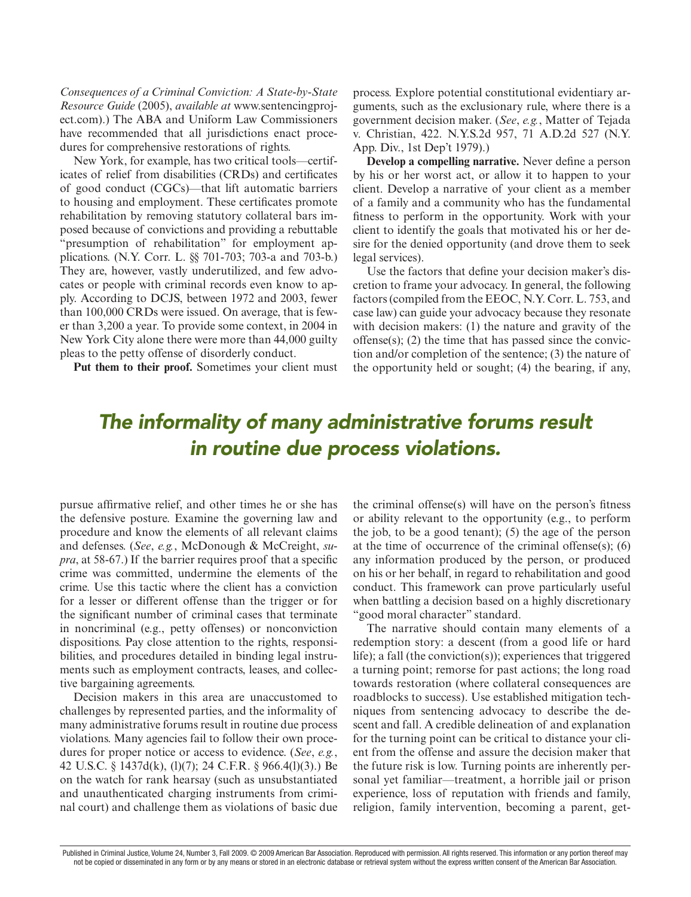*Consequences of a Criminal Conviction: A State-by-State Resource Guide* (2005), *available at* www.sentencingproject.com).) The ABA and Uniform Law Commissioners have recommended that all jurisdictions enact procedures for comprehensive restorations of rights.

New York, for example, has two critical tools—certificates of relief from disabilities (CRDs) and certificates of good conduct (CGCs)—that lift automatic barriers to housing and employment. These certificates promote rehabilitation by removing statutory collateral bars imposed because of convictions and providing a rebuttable "presumption of rehabilitation" for employment applications. (N.Y. Corr. L. §§ 701-703; 703-a and 703-b.) They are, however, vastly underutilized, and few advocates or people with criminal records even know to apply. According to DCJS, between 1972 and 2003, fewer than 100,000 CRDs were issued. On average, that is fewer than 3,200 a year. To provide some context, in 2004 in New York City alone there were more than 44,000 guilty pleas to the petty offense of disorderly conduct.

**Put them to their proof.** Sometimes your client must pursue affirmative relief, and other times he or she has the defensive posture. Examine the governing law and procedure and know the elements of all relevant claims and defenses. (*See*, *e.g.*, McDonough & McCreight, *supra*, at 58-67.) If the barrier requires proof that a specific crime was committed, undermine the elements of the crime. Use this tactic where the client has a conviction for a lesser or different offense than the trigger or for the significant number of criminal cases that terminate in noncriminal (e.g., petty offenses) or nonconviction dispositions. Pay close attention to the rights, responsibilities, and procedures detailed in binding legal instruments such as employment contracts, leases, and collective bargaining agreements.

Decision makers in this area are unaccustomed to challenges by represented parties, and the informality of many administrative forums result in routine due process violations. Many agencies fail to follow their own procedures for proper notice or access to evidence. (*See*, *e.g.*, 42 U.S.C. § 1437d(k), (l)(7); 24 C.F.R. § 966.4(l)(3).) Be on the watch for rank hearsay (such as unsubstantiated and unauthenticated charging instruments from criminal court) and challenge them as violations of basic due process. Explore potential constitutional evidentiary arguments, such as the exclusionary rule, where there is a government decision maker. (*See*, *e.g.*, Matter of Tejada v. Christian, 422. N.Y.S.2d 957, 71 A.D.2d 527 (N.Y. App. Div., 1st Dep't 1979).)

> ***The informality of many administrative forums result in routine due process violations.***

**Develop a compelling narrative.** Never define a person by his or her worst act, or allow it to happen to your client. Develop a narrative of your client as a member of a family and a community who has the fundamental fitness to perform in the opportunity. Work with your client to identify the goals that motivated his or her desire for the denied opportunity (and drove them to seek legal services).

Use the factors that define your decision maker's discretion to frame your advocacy. In general, the following factors (compiled from the EEOC, N.Y. Corr. L. 753, and case law) can guide your advocacy because they resonate with decision makers: (1) the nature and gravity of the offense(s); (2) the time that has passed since the conviction and/or completion of the sentence; (3) the nature of the opportunity held or sought; (4) the bearing, if any, the criminal offense(s) will have on the person's fitness or ability relevant to the opportunity (e.g., to perform the job, to be a good tenant); (5) the age of the person at the time of occurrence of the criminal offense(s); (6) any information produced by the person, or produced on his or her behalf, in regard to rehabilitation and good conduct. This framework can prove particularly useful when battling a decision based on a highly discretionary "good moral character" standard.

The narrative should contain many elements of a redemption story: a descent (from a good life or hard life); a fall (the conviction(s)); experiences that triggered a turning point; remorse for past actions; the long road towards restoration (where collateral consequences are roadblocks to success). Use established mitigation techniques from sentencing advocacy to describe the descent and fall. A credible delineation of and explanation for the turning point can be critical to distance your client from the offense and assure the decision maker that the future risk is low. Turning points are inherently personal yet familiar—treatment, a horrible jail or prison experience, loss of reputation with friends and family, religion, family intervention, becoming a parent, get-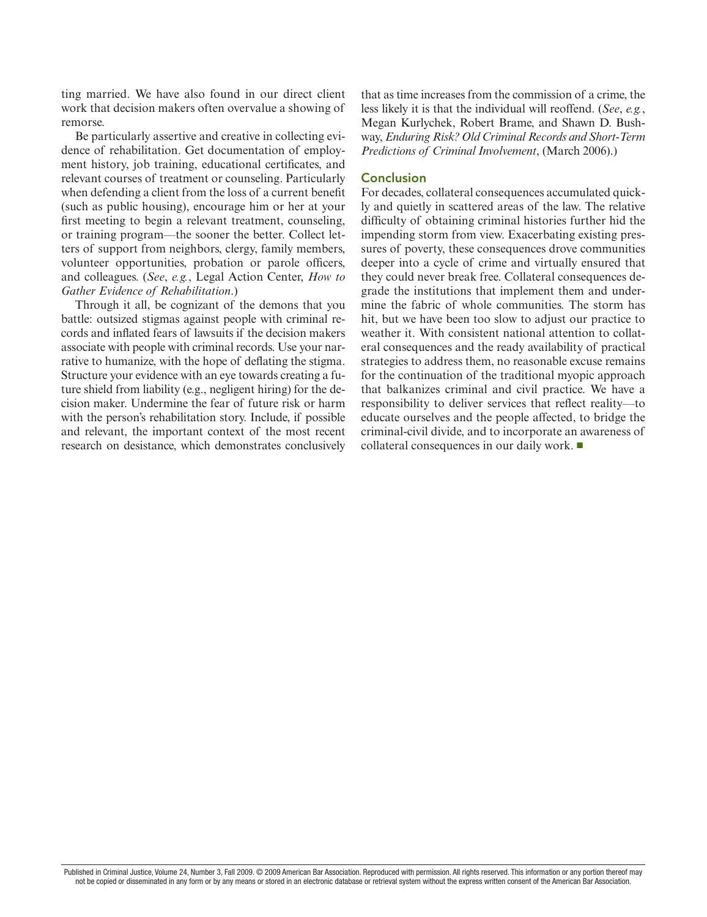ting married. We have also found in our direct client work that decision makers often overvalue a showing of remorse.

Be particularly assertive and creative in collecting evidence of rehabilitation. Get documentation of employment history, job training, educational certificates, and relevant courses of treatment or counseling. Particularly when defending a client from the loss of a current benefit (such as public housing), encourage him or her at your first meeting to begin a relevant treatment, counseling, or training program—the sooner the better. Collect letters of support from neighbors, clergy, family members, volunteer opportunities, probation or parole officers, and colleagues. (*See*, *e.g.*, Legal Action Center, *How to Gather Evidence of Rehabilitation*.)

Through it all, be cognizant of the demons that you battle: outsized stigmas against people with criminal records and inflated fears of lawsuits if the decision makers associate with people with criminal records. Use your narrative to humanize, with the hope of deflating the stigma. Structure your evidence with an eye towards creating a future shield from liability (e.g., negligent hiring) for the decision maker. Undermine the fear of future risk or harm with the person's rehabilitation story. Include, if possible and relevant, the important context of the most recent research on desistance, which demonstrates conclusively that as time increases from the commission of a crime, the less likely it is that the individual will reoffend. (*See*, *e.g.*, Megan Kurlychek, Robert Brame, and Shawn D. Bushway, *Enduring Risk? Old Criminal Records and Short-Term Predictions of Criminal Involvement*, (March 2006).)

## Conclusion

For decades, collateral consequences accumulated quickly and quietly in scattered areas of the law. The relative difficulty of obtaining criminal histories further hid the impending storm from view. Exacerbating existing pressures of poverty, these consequences drove communities deeper into a cycle of crime and virtually ensured that they could never break free. Collateral consequences degrade the institutions that implement them and undermine the fabric of whole communities. The storm has hit, but we have been too slow to adjust our practice to weather it. With consistent national attention to collateral consequences and the ready availability of practical strategies to address them, no reasonable excuse remains for the continuation of the traditional myopic approach that balkanizes criminal and civil practice. We have a responsibility to deliver services that reflect reality—to educate ourselves and the people affected, to bridge the criminal-civil divide, and to incorporate an awareness of collateral consequences in our daily work. ■

Published in Criminal Justice, Volume 24, Number 3, Fall 2009. © 2009 American Bar Association. Reproduced with permission. All rights reserved. This information or any portion thereof may not be copied or disseminated in any form or by any means or stored in an electronic database or retrieval system without the express written consent of the American Bar Association.